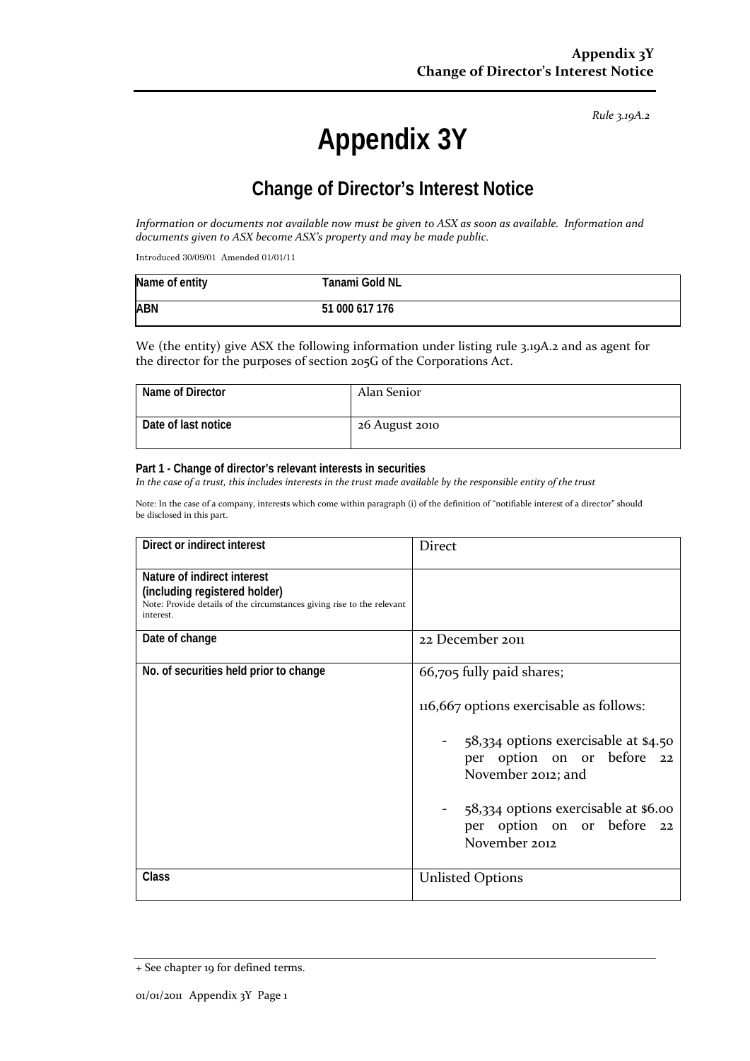*Rule 3.19A.2*

# Appendix 3Y

## Change of Director's Interest Notice

*Information or documents not available now must be given to ASX as soon as available. Information and documents given to ASX become ASX's property and may be made public.*

Introduced 30/09/01 Amended 01/01/11

| Name of entity | Tanami Gold NL |
|---|---|
| ABN | 51 000 617 176 |

We (the entity) give ASX the following information under listing rule 3.19A.2 and as agent for the director for the purposes of section 205G of the Corporations Act.

| Name of Director | Alan Senior |
|---|---|
| Date of last notice | 26 August 2010 |

**Part 1 - Change of director's relevant interests in securities**

*In the case of a trust, this includes interests in the trust made available by the responsible entity of the trust*

Note: In the case of a company, interests which come within paragraph (i) of the definition of "notifiable interest of a director" should be disclosed in this part.

| Direct or indirect interest | Direct |
|---|---|
| **Nature of indirect interest (including registered holder)**<br>Note: Provide details of the circumstances giving rise to the relevant interest. | |
| **Date of change** | 22 December 2011 |
| **No. of securities held prior to change** | 66,705 fully paid shares;<br><br>116,667 options exercisable as follows:<br><br>- 58,334 options exercisable at $4.50 per option on or before 22 November 2012; and<br><br>- 58,334 options exercisable at $6.00 per option on or before 22 November 2012 |
| **Class** | Unlisted Options |

+ See chapter 19 for defined terms.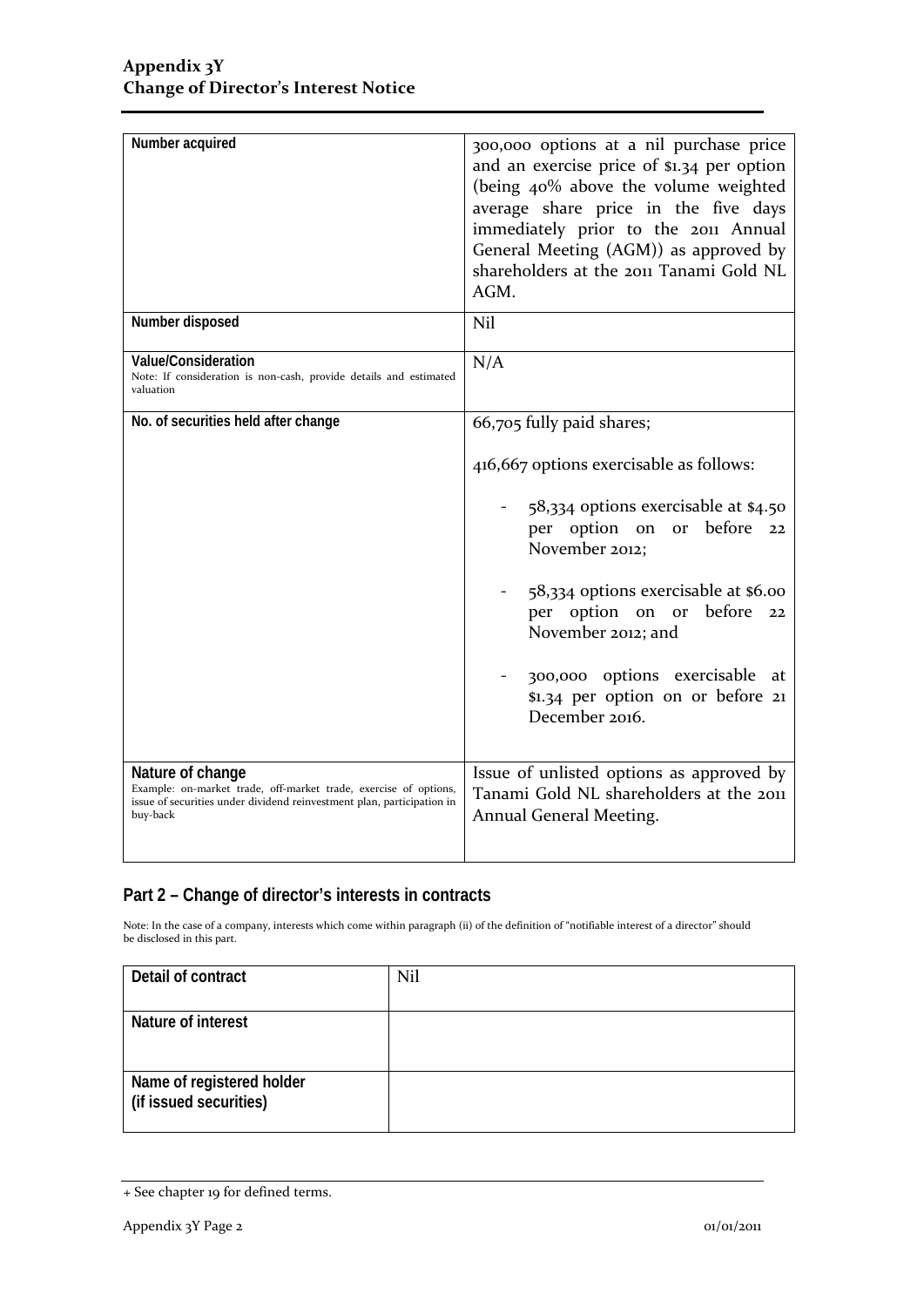| | |
|---|---|
| **Number acquired** | 300,000 options at a nil purchase price and an exercise price of $1.34 per option (being 40% above the volume weighted average share price in the five days immediately prior to the 2011 Annual General Meeting (AGM)) as approved by shareholders at the 2011 Tanami Gold NL AGM. |
| **Number disposed** | Nil |
| **Value/Consideration**<br>Note: If consideration is non-cash, provide details and estimated valuation | N/A |
| **No. of securities held after change** | 66,705 fully paid shares;<br><br>416,667 options exercisable as follows:<br><br>- 58,334 options exercisable at $4.50 per option on or before 22 November 2012;<br><br>- 58,334 options exercisable at $6.00 per option on or before 22 November 2012; and<br><br>- 300,000 options exercisable at $1.34 per option on or before 21 December 2016. |
| **Nature of change**<br>Example: on-market trade, off-market trade, exercise of options, issue of securities under dividend reinvestment plan, participation in buy-back | Issue of unlisted options as approved by Tanami Gold NL shareholders at the 2011 Annual General Meeting. |

## Part 2 – Change of director's interests in contracts

Note: In the case of a company, interests which come within paragraph (ii) of the definition of "notifiable interest of a director" should be disclosed in this part.

| | |
|---|---|
| **Detail of contract** | Nil |
| **Nature of interest** | |
| **Name of registered holder (if issued securities)** | |

+ See chapter 19 for defined terms.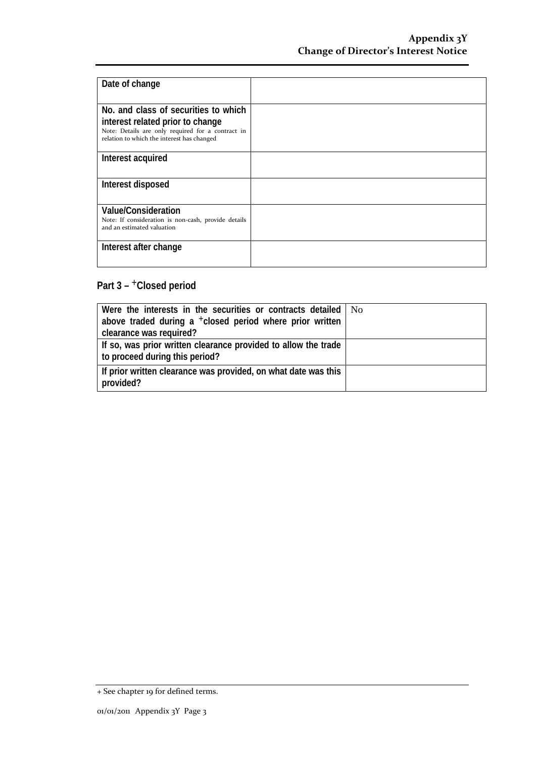| | |
|---|---|
| **Date of change** | |
| **No. and class of securities to which interest related prior to change**<br>Note: Details are only required for a contract in relation to which the interest has changed | |
| **Interest acquired** | |
| **Interest disposed** | |
| **Value/Consideration**<br>Note: If consideration is non-cash, provide details and an estimated valuation | |
| **Interest after change** | |

## Part 3 – +Closed period

| | |
|---|---|
| **Were the interests in the securities or contracts detailed above traded during a +closed period where prior written clearance was required?** | No |
| **If so, was prior written clearance provided to allow the trade to proceed during this period?** | |
| **If prior written clearance was provided, on what date was this provided?** | |

+ See chapter 19 for defined terms.